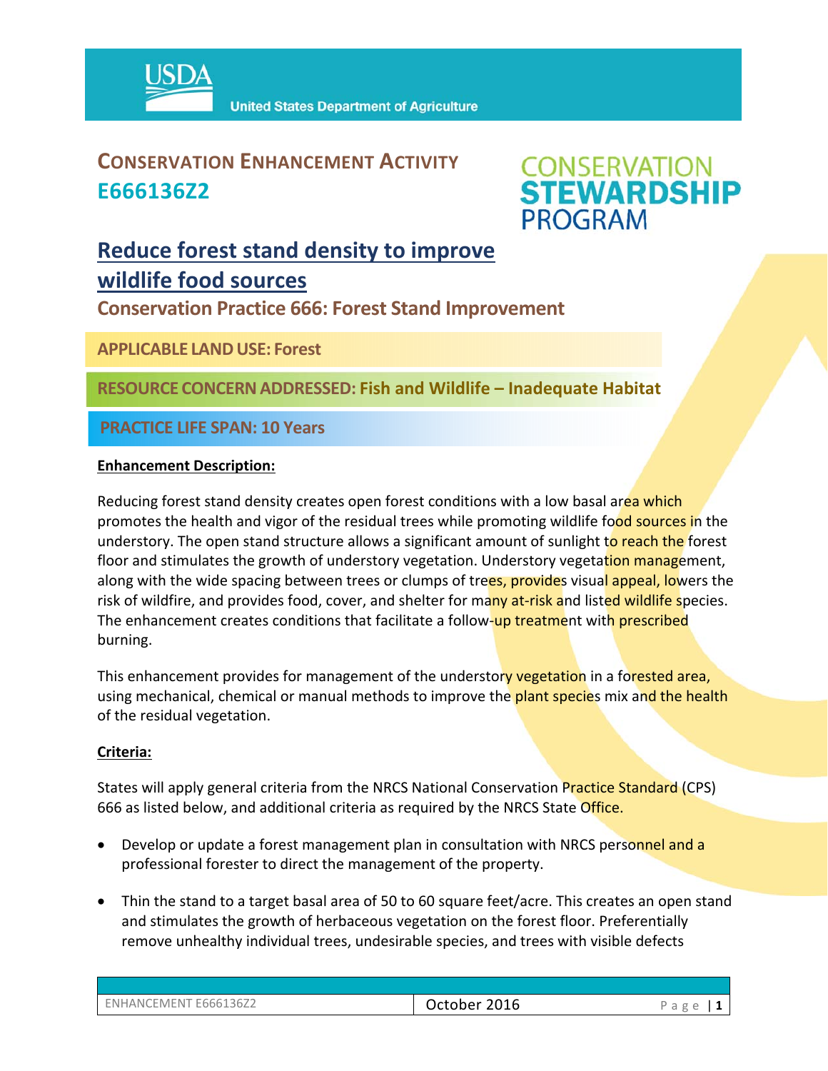United States Department of Agriculture

# CONSERVATION ENHANCEMENT ACTIVITY E666136Z2

CONSERVATION STEWARDSHIP PROGRAM

## Reduce forest stand density to improve wildlife food sources

### Conservation Practice 666: Forest Stand Improvement

**APPLICABLE LAND USE: Forest**

**RESOURCE CONCERN ADDRESSED: Fish and Wildlife – Inadequate Habitat**

**PRACTICE LIFE SPAN: 10 Years**

**Enhancement Description:**

Reducing forest stand density creates open forest conditions with a low basal area which promotes the health and vigor of the residual trees while promoting wildlife food sources in the understory. The open stand structure allows a significant amount of sunlight to reach the forest floor and stimulates the growth of understory vegetation. Understory vegetation management, along with the wide spacing between trees or clumps of trees, provides visual appeal, lowers the risk of wildfire, and provides food, cover, and shelter for many at-risk and listed wildlife species. The enhancement creates conditions that facilitate a follow-up treatment with prescribed burning.

This enhancement provides for management of the understory vegetation in a forested area, using mechanical, chemical or manual methods to improve the plant species mix and the health of the residual vegetation.

**Criteria:**

States will apply general criteria from the NRCS National Conservation Practice Standard (CPS) 666 as listed below, and additional criteria as required by the NRCS State Office.

- Develop or update a forest management plan in consultation with NRCS personnel and a professional forester to direct the management of the property.
- Thin the stand to a target basal area of 50 to 60 square feet/acre. This creates an open stand and stimulates the growth of herbaceous vegetation on the forest floor. Preferentially remove unhealthy individual trees, undesirable species, and trees with visible defects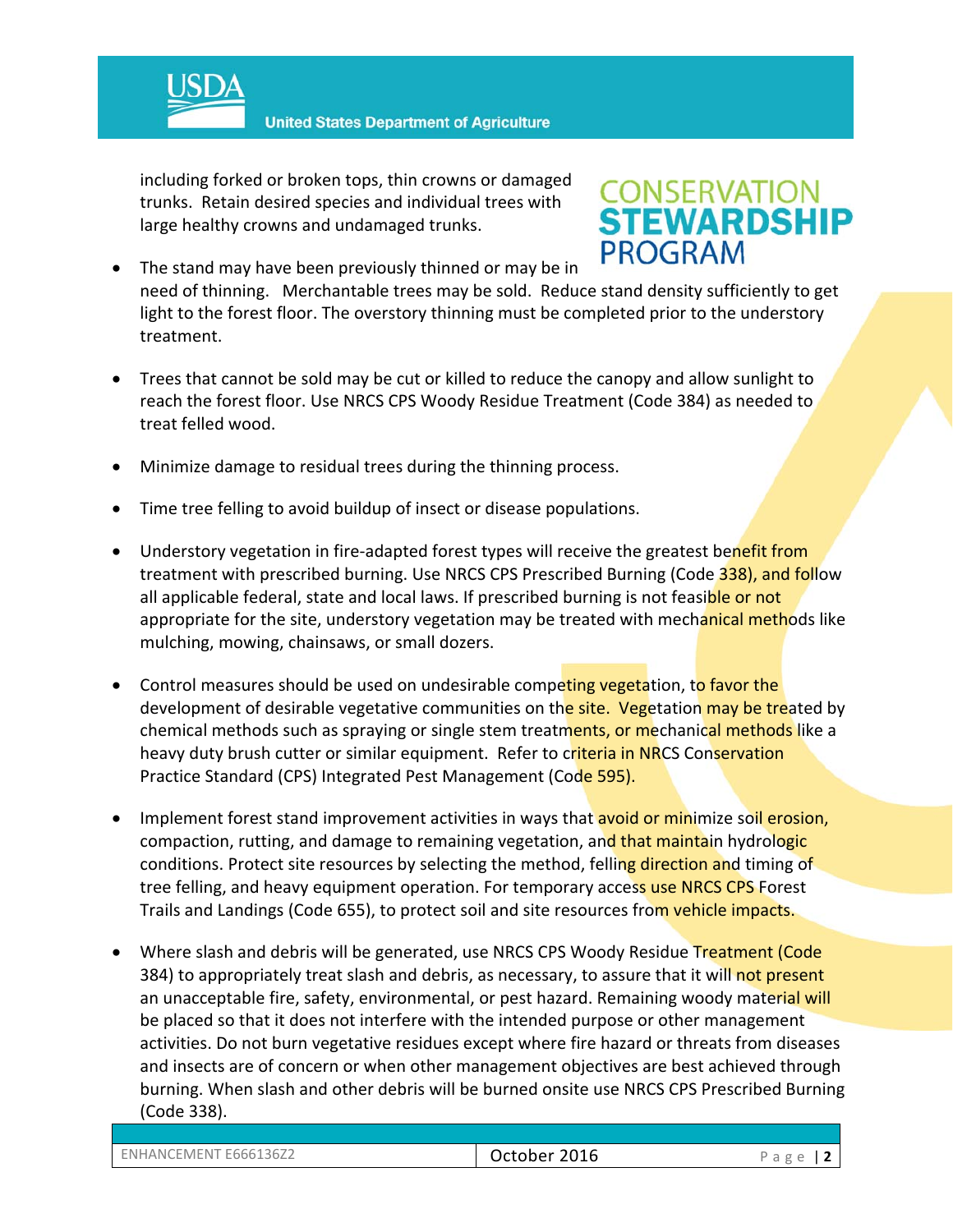including forked or broken tops, thin crowns or damaged trunks. Retain desired species and individual trees with large healthy crowns and undamaged trunks.

- The stand may have been previously thinned or may be in need of thinning. Merchantable trees may be sold. Reduce stand density sufficiently to get light to the forest floor. The overstory thinning must be completed prior to the understory treatment.

- Trees that cannot be sold may be cut or killed to reduce the canopy and allow sunlight to reach the forest floor. Use NRCS CPS Woody Residue Treatment (Code 384) as needed to treat felled wood.

- Minimize damage to residual trees during the thinning process.

- Time tree felling to avoid buildup of insect or disease populations.

- Understory vegetation in fire-adapted forest types will receive the greatest benefit from treatment with prescribed burning. Use NRCS CPS Prescribed Burning (Code 338), and follow all applicable federal, state and local laws. If prescribed burning is not feasible or not appropriate for the site, understory vegetation may be treated with mechanical methods like mulching, mowing, chainsaws, or small dozers.

- Control measures should be used on undesirable competing vegetation, to favor the development of desirable vegetative communities on the site. Vegetation may be treated by chemical methods such as spraying or single stem treatments, or mechanical methods like a heavy duty brush cutter or similar equipment. Refer to criteria in NRCS Conservation Practice Standard (CPS) Integrated Pest Management (Code 595).

- Implement forest stand improvement activities in ways that avoid or minimize soil erosion, compaction, rutting, and damage to remaining vegetation, and that maintain hydrologic conditions. Protect site resources by selecting the method, felling direction and timing of tree felling, and heavy equipment operation. For temporary access use NRCS CPS Forest Trails and Landings (Code 655), to protect soil and site resources from vehicle impacts.

- Where slash and debris will be generated, use NRCS CPS Woody Residue Treatment (Code 384) to appropriately treat slash and debris, as necessary, to assure that it will not present an unacceptable fire, safety, environmental, or pest hazard. Remaining woody material will be placed so that it does not interfere with the intended purpose or other management activities. Do not burn vegetative residues except where fire hazard or threats from diseases and insects are of concern or when other management objectives are best achieved through burning. When slash and other debris will be burned onsite use NRCS CPS Prescribed Burning (Code 338).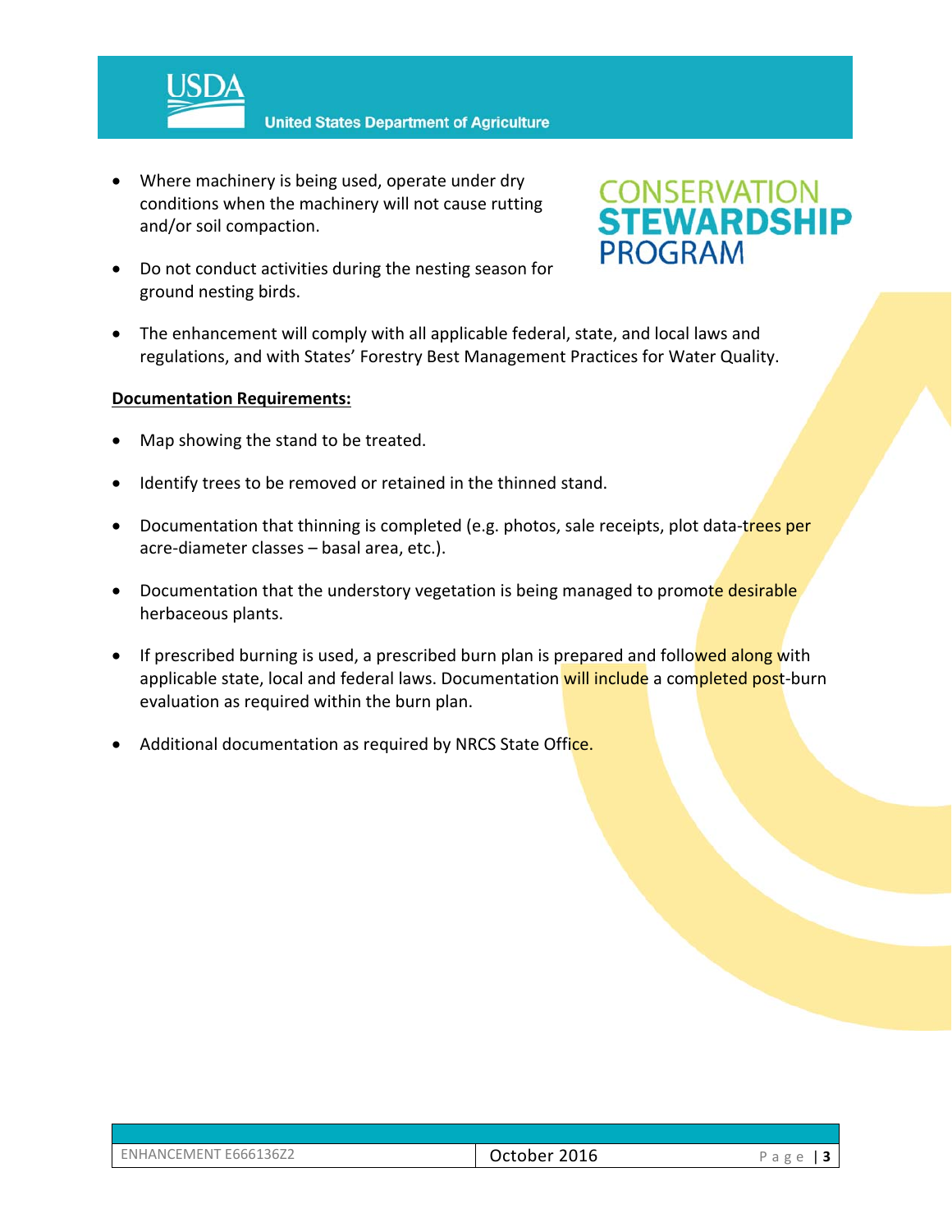- Where machinery is being used, operate under dry conditions when the machinery will not cause rutting and/or soil compaction.

- Do not conduct activities during the nesting season for ground nesting birds.

- The enhancement will comply with all applicable federal, state, and local laws and regulations, and with States' Forestry Best Management Practices for Water Quality.

**Documentation Requirements:**

- Map showing the stand to be treated.

- Identify trees to be removed or retained in the thinned stand.

- Documentation that thinning is completed (e.g. photos, sale receipts, plot data-trees per acre-diameter classes – basal area, etc.).

- Documentation that the understory vegetation is being managed to promote desirable herbaceous plants.

- If prescribed burning is used, a prescribed burn plan is prepared and followed along with applicable state, local and federal laws. Documentation will include a completed post-burn evaluation as required within the burn plan.

- Additional documentation as required by NRCS State Office.